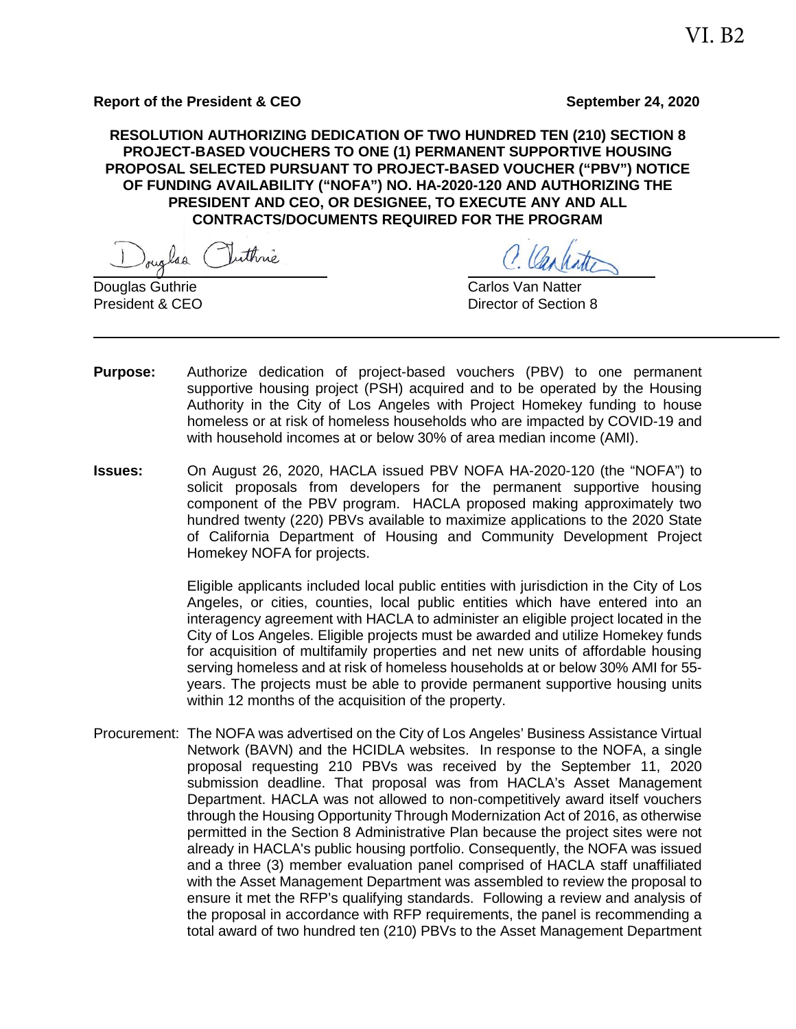VI. B2

**Report of the President & CEO** **September 24, 2020**

**RESOLUTION AUTHORIZING DEDICATION OF TWO HUNDRED TEN (210) SECTION 8 PROJECT-BASED VOUCHERS TO ONE (1) PERMANENT SUPPORTIVE HOUSING PROPOSAL SELECTED PURSUANT TO PROJECT-BASED VOUCHER ("PBV") NOTICE OF FUNDING AVAILABILITY ("NOFA") NO. HA-2020-120 AND AUTHORIZING THE PRESIDENT AND CEO, OR DESIGNEE, TO EXECUTE ANY AND ALL CONTRACTS/DOCUMENTS REQUIRED FOR THE PROGRAM**

Douglas Guthrie
President & CEO

Carlos Van Natter
Director of Section 8

---

**Purpose:** Authorize dedication of project-based vouchers (PBV) to one permanent supportive housing project (PSH) acquired and to be operated by the Housing Authority in the City of Los Angeles with Project Homekey funding to house homeless or at risk of homeless households who are impacted by COVID-19 and with household incomes at or below 30% of area median income (AMI).

**Issues:** On August 26, 2020, HACLA issued PBV NOFA HA-2020-120 (the "NOFA") to solicit proposals from developers for the permanent supportive housing component of the PBV program. HACLA proposed making approximately two hundred twenty (220) PBVs available to maximize applications to the 2020 State of California Department of Housing and Community Development Project Homekey NOFA for projects.

Eligible applicants included local public entities with jurisdiction in the City of Los Angeles, or cities, counties, local public entities which have entered into an interagency agreement with HACLA to administer an eligible project located in the City of Los Angeles. Eligible projects must be awarded and utilize Homekey funds for acquisition of multifamily properties and net new units of affordable housing serving homeless and at risk of homeless households at or below 30% AMI for 55-years. The projects must be able to provide permanent supportive housing units within 12 months of the acquisition of the property.

Procurement: The NOFA was advertised on the City of Los Angeles' Business Assistance Virtual Network (BAVN) and the HCIDLA websites. In response to the NOFA, a single proposal requesting 210 PBVs was received by the September 11, 2020 submission deadline. That proposal was from HACLA's Asset Management Department. HACLA was not allowed to non-competitively award itself vouchers through the Housing Opportunity Through Modernization Act of 2016, as otherwise permitted in the Section 8 Administrative Plan because the project sites were not already in HACLA's public housing portfolio. Consequently, the NOFA was issued and a three (3) member evaluation panel comprised of HACLA staff unaffiliated with the Asset Management Department was assembled to review the proposal to ensure it met the RFP's qualifying standards. Following a review and analysis of the proposal in accordance with RFP requirements, the panel is recommending a total award of two hundred ten (210) PBVs to the Asset Management Department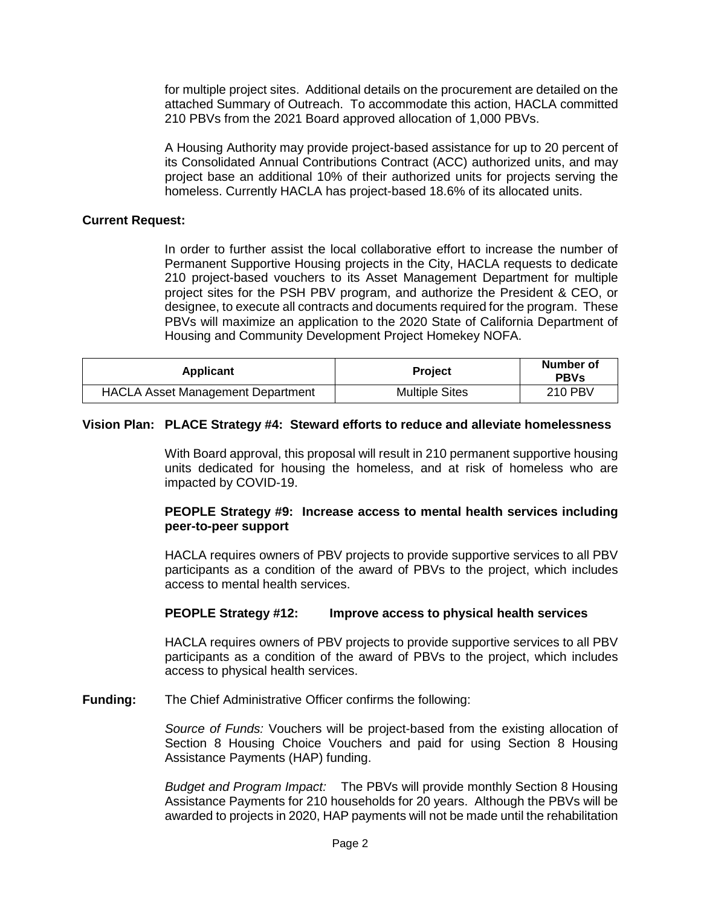for multiple project sites. Additional details on the procurement are detailed on the attached Summary of Outreach. To accommodate this action, HACLA committed 210 PBVs from the 2021 Board approved allocation of 1,000 PBVs.

A Housing Authority may provide project-based assistance for up to 20 percent of its Consolidated Annual Contributions Contract (ACC) authorized units, and may project base an additional 10% of their authorized units for projects serving the homeless. Currently HACLA has project-based 18.6% of its allocated units.

**Current Request:**

In order to further assist the local collaborative effort to increase the number of Permanent Supportive Housing projects in the City, HACLA requests to dedicate 210 project-based vouchers to its Asset Management Department for multiple project sites for the PSH PBV program, and authorize the President & CEO, or designee, to execute all contracts and documents required for the program. These PBVs will maximize an application to the 2020 State of California Department of Housing and Community Development Project Homekey NOFA.

| Applicant | Project | Number of PBVs |
|---|---|---|
| HACLA Asset Management Department | Multiple Sites | 210 PBV |

**Vision Plan: PLACE Strategy #4: Steward efforts to reduce and alleviate homelessness**

With Board approval, this proposal will result in 210 permanent supportive housing units dedicated for housing the homeless, and at risk of homeless who are impacted by COVID-19.

**PEOPLE Strategy #9: Increase access to mental health services including peer-to-peer support**

HACLA requires owners of PBV projects to provide supportive services to all PBV participants as a condition of the award of PBVs to the project, which includes access to mental health services.

**PEOPLE Strategy #12: Improve access to physical health services**

HACLA requires owners of PBV projects to provide supportive services to all PBV participants as a condition of the award of PBVs to the project, which includes access to physical health services.

**Funding:** The Chief Administrative Officer confirms the following:

*Source of Funds:* Vouchers will be project-based from the existing allocation of Section 8 Housing Choice Vouchers and paid for using Section 8 Housing Assistance Payments (HAP) funding.

*Budget and Program Impact:* The PBVs will provide monthly Section 8 Housing Assistance Payments for 210 households for 20 years. Although the PBVs will be awarded to projects in 2020, HAP payments will not be made until the rehabilitation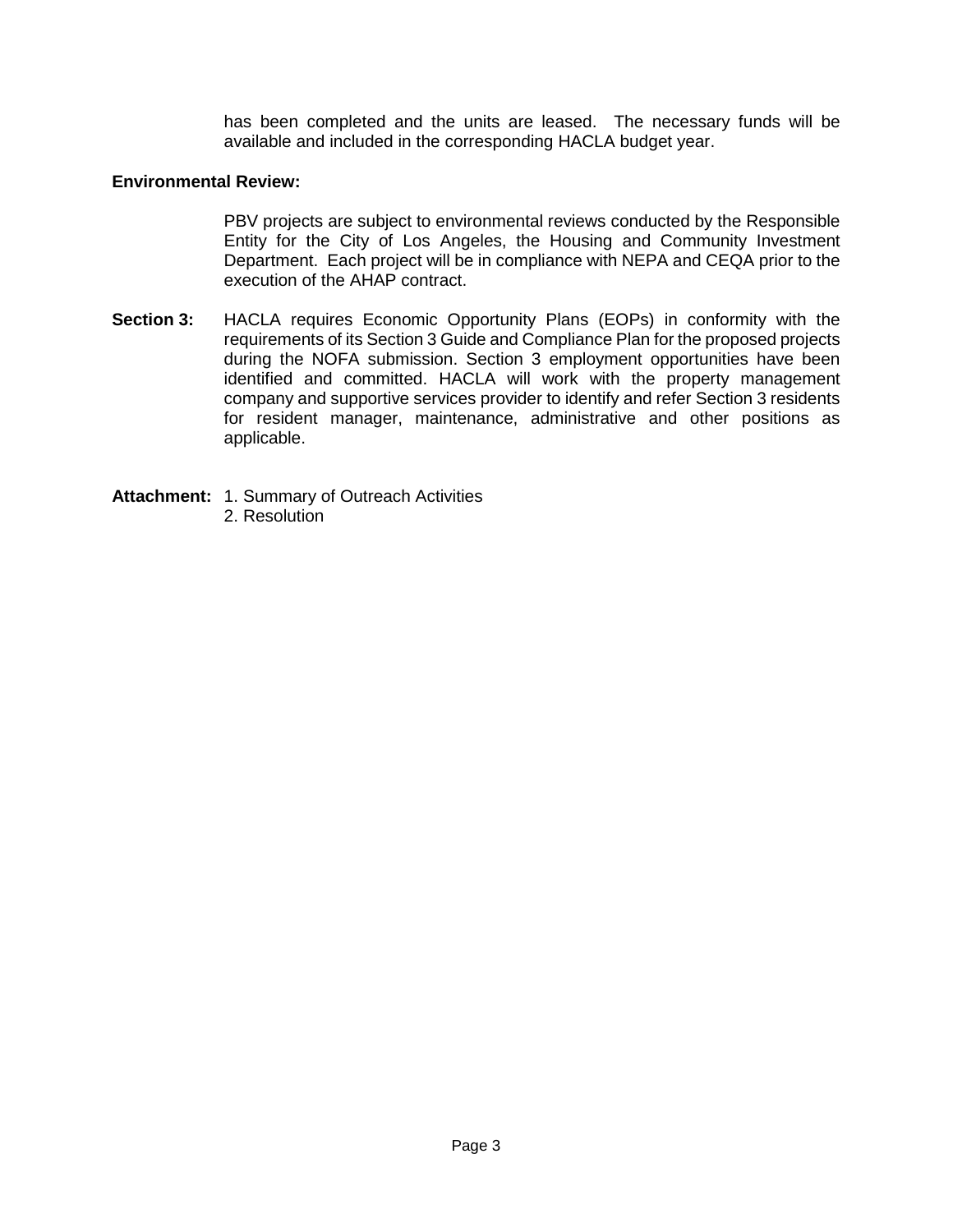has been completed and the units are leased. The necessary funds will be available and included in the corresponding HACLA budget year.

**Environmental Review:**

PBV projects are subject to environmental reviews conducted by the Responsible Entity for the City of Los Angeles, the Housing and Community Investment Department. Each project will be in compliance with NEPA and CEQA prior to the execution of the AHAP contract.

**Section 3:** HACLA requires Economic Opportunity Plans (EOPs) in conformity with the requirements of its Section 3 Guide and Compliance Plan for the proposed projects during the NOFA submission. Section 3 employment opportunities have been identified and committed. HACLA will work with the property management company and supportive services provider to identify and refer Section 3 residents for resident manager, maintenance, administrative and other positions as applicable.

**Attachment:** 1. Summary of Outreach Activities
2. Resolution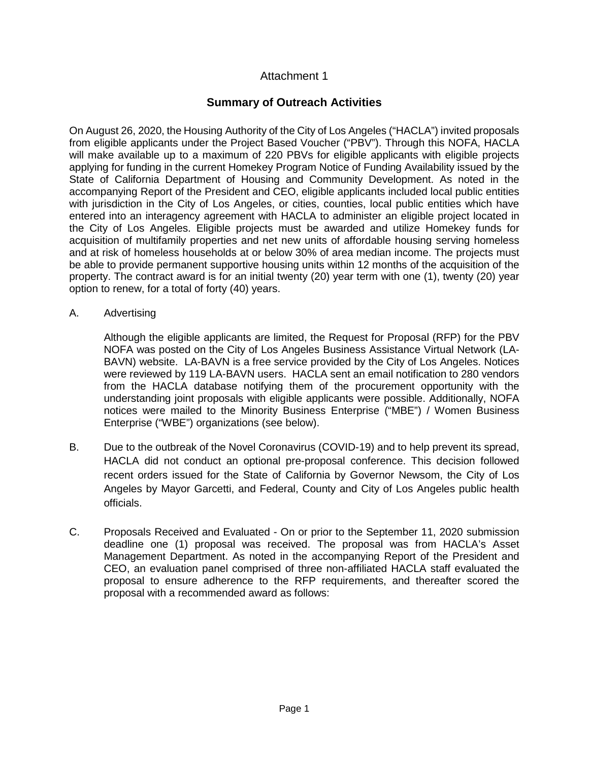Attachment 1

## Summary of Outreach Activities

On August 26, 2020, the Housing Authority of the City of Los Angeles ("HACLA") invited proposals from eligible applicants under the Project Based Voucher ("PBV"). Through this NOFA, HACLA will make available up to a maximum of 220 PBVs for eligible applicants with eligible projects applying for funding in the current Homekey Program Notice of Funding Availability issued by the State of California Department of Housing and Community Development. As noted in the accompanying Report of the President and CEO, eligible applicants included local public entities with jurisdiction in the City of Los Angeles, or cities, counties, local public entities which have entered into an interagency agreement with HACLA to administer an eligible project located in the City of Los Angeles. Eligible projects must be awarded and utilize Homekey funds for acquisition of multifamily properties and net new units of affordable housing serving homeless and at risk of homeless households at or below 30% of area median income. The projects must be able to provide permanent supportive housing units within 12 months of the acquisition of the property. The contract award is for an initial twenty (20) year term with one (1), twenty (20) year option to renew, for a total of forty (40) years.

A. Advertising

   Although the eligible applicants are limited, the Request for Proposal (RFP) for the PBV NOFA was posted on the City of Los Angeles Business Assistance Virtual Network (LA-BAVN) website. LA-BAVN is a free service provided by the City of Los Angeles. Notices were reviewed by 119 LA-BAVN users. HACLA sent an email notification to 280 vendors from the HACLA database notifying them of the procurement opportunity with the understanding joint proposals with eligible applicants were possible. Additionally, NOFA notices were mailed to the Minority Business Enterprise ("MBE") / Women Business Enterprise ("WBE") organizations (see below).

B. Due to the outbreak of the Novel Coronavirus (COVID-19) and to help prevent its spread, HACLA did not conduct an optional pre-proposal conference. This decision followed recent orders issued for the State of California by Governor Newsom, the City of Los Angeles by Mayor Garcetti, and Federal, County and City of Los Angeles public health officials.

C. Proposals Received and Evaluated - On or prior to the September 11, 2020 submission deadline one (1) proposal was received. The proposal was from HACLA's Asset Management Department. As noted in the accompanying Report of the President and CEO, an evaluation panel comprised of three non-affiliated HACLA staff evaluated the proposal to ensure adherence to the RFP requirements, and thereafter scored the proposal with a recommended award as follows: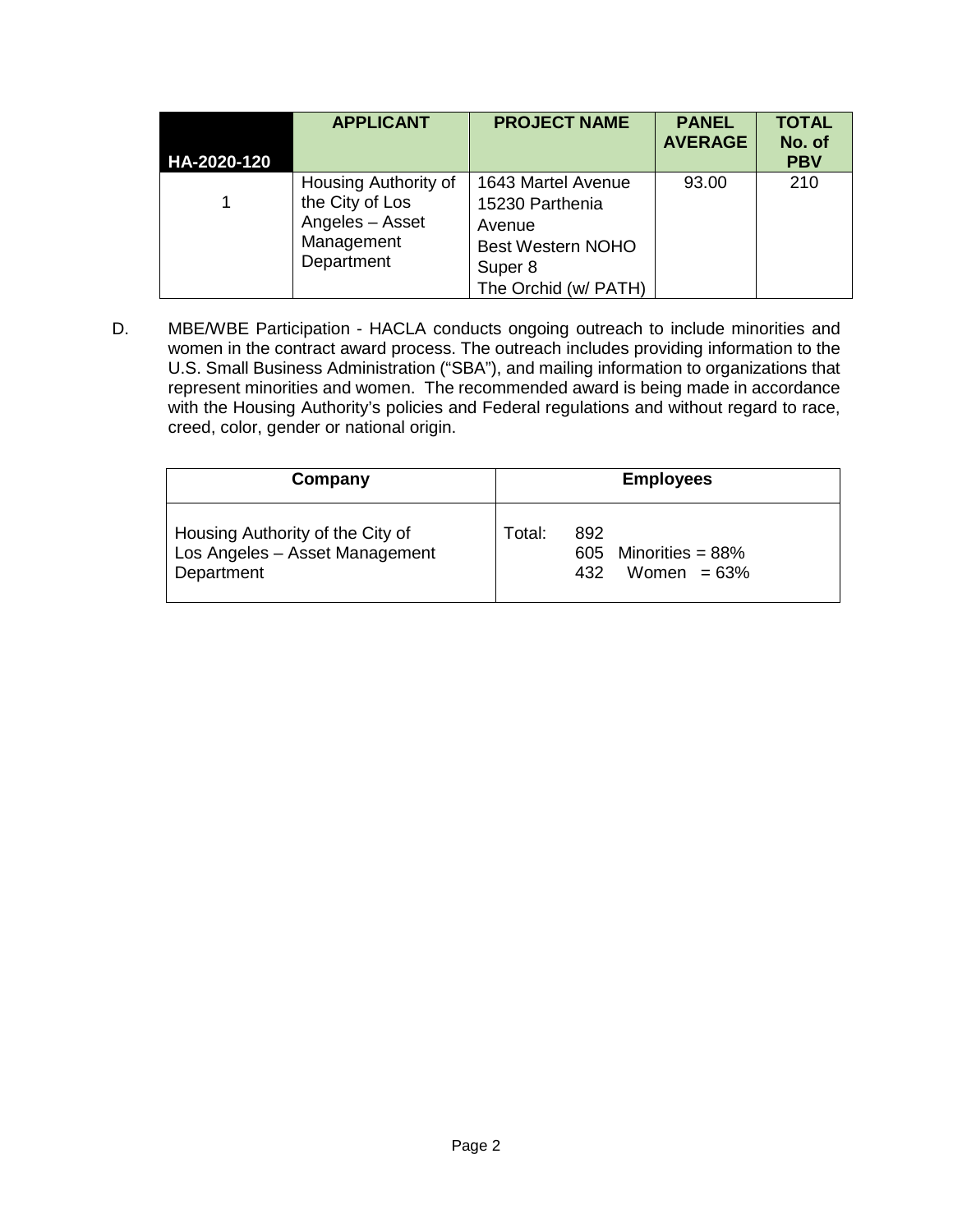| HA-2020-120 | APPLICANT | PROJECT NAME | PANEL AVERAGE | TOTAL No. of PBV |
|---|---|---|---|---|
| 1 | Housing Authority of the City of Los Angeles – Asset Management Department | 1643 Martel Avenue<br>15230 Parthenia Avenue<br>Best Western NOHO<br>Super 8<br>The Orchid (w/ PATH) | 93.00 | 210 |

D. MBE/WBE Participation - HACLA conducts ongoing outreach to include minorities and women in the contract award process. The outreach includes providing information to the U.S. Small Business Administration ("SBA"), and mailing information to organizations that represent minorities and women. The recommended award is being made in accordance with the Housing Authority's policies and Federal regulations and without regard to race, creed, color, gender or national origin.

| Company | Employees |
|---|---|
| Housing Authority of the City of Los Angeles – Asset Management Department | Total: 892<br>605 Minorities = 88%<br>432 Women = 63% |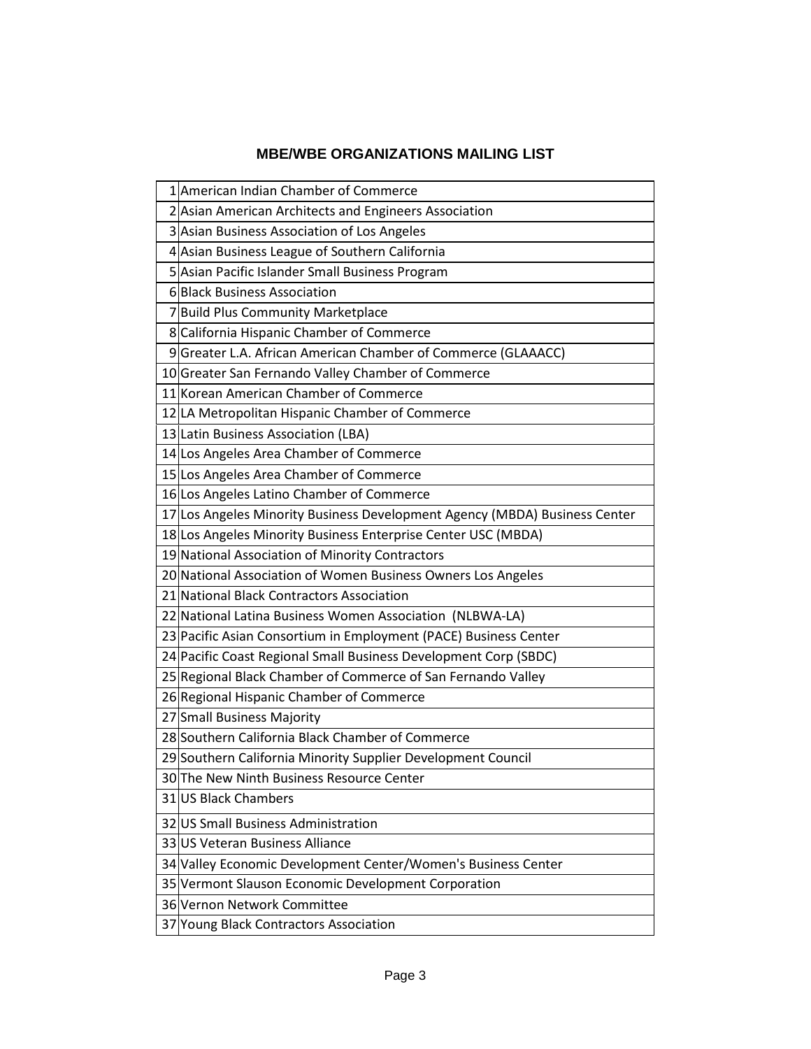# MBE/WBE ORGANIZATIONS MAILING LIST

| | |
|---|---|
| 1 | American Indian Chamber of Commerce |
| 2 | Asian American Architects and Engineers Association |
| 3 | Asian Business Association of Los Angeles |
| 4 | Asian Business League of Southern California |
| 5 | Asian Pacific Islander Small Business Program |
| 6 | Black Business Association |
| 7 | Build Plus Community Marketplace |
| 8 | California Hispanic Chamber of Commerce |
| 9 | Greater L.A. African American Chamber of Commerce (GLAAACC) |
| 10 | Greater San Fernando Valley Chamber of Commerce |
| 11 | Korean American Chamber of Commerce |
| 12 | LA Metropolitan Hispanic Chamber of Commerce |
| 13 | Latin Business Association (LBA) |
| 14 | Los Angeles Area Chamber of Commerce |
| 15 | Los Angeles Area Chamber of Commerce |
| 16 | Los Angeles Latino Chamber of Commerce |
| 17 | Los Angeles Minority Business Development Agency (MBDA) Business Center |
| 18 | Los Angeles Minority Business Enterprise Center USC (MBDA) |
| 19 | National Association of Minority Contractors |
| 20 | National Association of Women Business Owners Los Angeles |
| 21 | National Black Contractors Association |
| 22 | National Latina Business Women Association (NLBWA-LA) |
| 23 | Pacific Asian Consortium in Employment (PACE) Business Center |
| 24 | Pacific Coast Regional Small Business Development Corp (SBDC) |
| 25 | Regional Black Chamber of Commerce of San Fernando Valley |
| 26 | Regional Hispanic Chamber of Commerce |
| 27 | Small Business Majority |
| 28 | Southern California Black Chamber of Commerce |
| 29 | Southern California Minority Supplier Development Council |
| 30 | The New Ninth Business Resource Center |
| 31 | US Black Chambers |
| 32 | US Small Business Administration |
| 33 | US Veteran Business Alliance |
| 34 | Valley Economic Development Center/Women's Business Center |
| 35 | Vermont Slauson Economic Development Corporation |
| 36 | Vernon Network Committee |
| 37 | Young Black Contractors Association |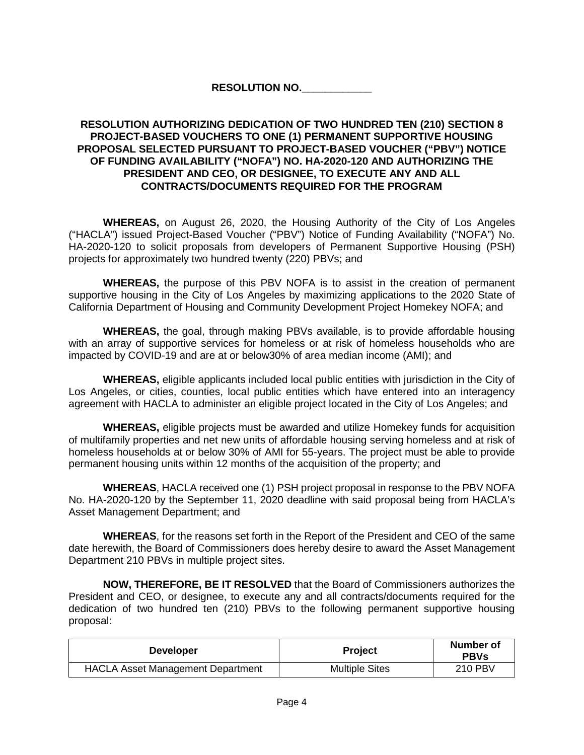**RESOLUTION NO.____________**

**RESOLUTION AUTHORIZING DEDICATION OF TWO HUNDRED TEN (210) SECTION 8 PROJECT-BASED VOUCHERS TO ONE (1) PERMANENT SUPPORTIVE HOUSING PROPOSAL SELECTED PURSUANT TO PROJECT-BASED VOUCHER ("PBV") NOTICE OF FUNDING AVAILABILITY ("NOFA") NO. HA-2020-120 AND AUTHORIZING THE PRESIDENT AND CEO, OR DESIGNEE, TO EXECUTE ANY AND ALL CONTRACTS/DOCUMENTS REQUIRED FOR THE PROGRAM**

**WHEREAS,** on August 26, 2020, the Housing Authority of the City of Los Angeles ("HACLA") issued Project-Based Voucher ("PBV") Notice of Funding Availability ("NOFA") No. HA-2020-120 to solicit proposals from developers of Permanent Supportive Housing (PSH) projects for approximately two hundred twenty (220) PBVs; and

**WHEREAS,** the purpose of this PBV NOFA is to assist in the creation of permanent supportive housing in the City of Los Angeles by maximizing applications to the 2020 State of California Department of Housing and Community Development Project Homekey NOFA; and

**WHEREAS,** the goal, through making PBVs available, is to provide affordable housing with an array of supportive services for homeless or at risk of homeless households who are impacted by COVID-19 and are at or below30% of area median income (AMI); and

**WHEREAS,** eligible applicants included local public entities with jurisdiction in the City of Los Angeles, or cities, counties, local public entities which have entered into an interagency agreement with HACLA to administer an eligible project located in the City of Los Angeles; and

**WHEREAS,** eligible projects must be awarded and utilize Homekey funds for acquisition of multifamily properties and net new units of affordable housing serving homeless and at risk of homeless households at or below 30% of AMI for 55-years. The project must be able to provide permanent housing units within 12 months of the acquisition of the property; and

**WHEREAS**, HACLA received one (1) PSH project proposal in response to the PBV NOFA No. HA-2020-120 by the September 11, 2020 deadline with said proposal being from HACLA's Asset Management Department; and

**WHEREAS**, for the reasons set forth in the Report of the President and CEO of the same date herewith, the Board of Commissioners does hereby desire to award the Asset Management Department 210 PBVs in multiple project sites.

**NOW, THEREFORE, BE IT RESOLVED** that the Board of Commissioners authorizes the President and CEO, or designee, to execute any and all contracts/documents required for the dedication of two hundred ten (210) PBVs to the following permanent supportive housing proposal:

| Developer | Project | Number of PBVs |
|---|---|---|
| HACLA Asset Management Department | Multiple Sites | 210 PBV |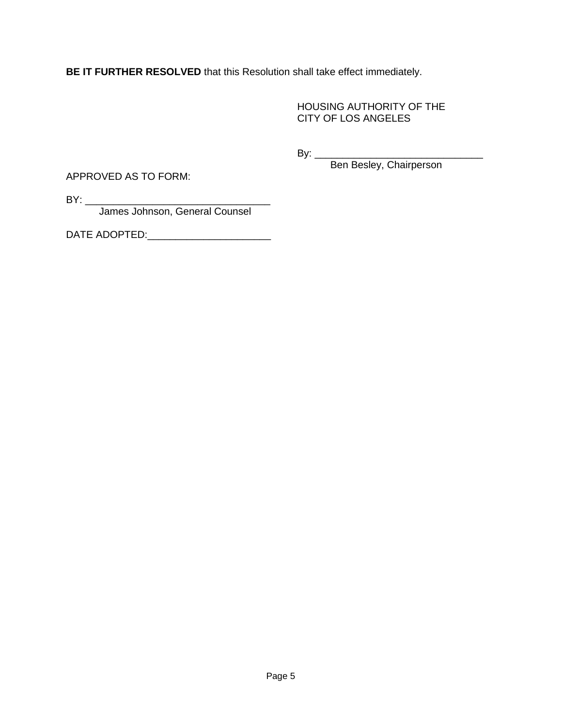**BE IT FURTHER RESOLVED** that this Resolution shall take effect immediately.

HOUSING AUTHORITY OF THE
CITY OF LOS ANGELES

By: ______________________________
Ben Besley, Chairperson

APPROVED AS TO FORM:

BY: ________________________________
James Johnson, General Counsel

DATE ADOPTED:_____________________